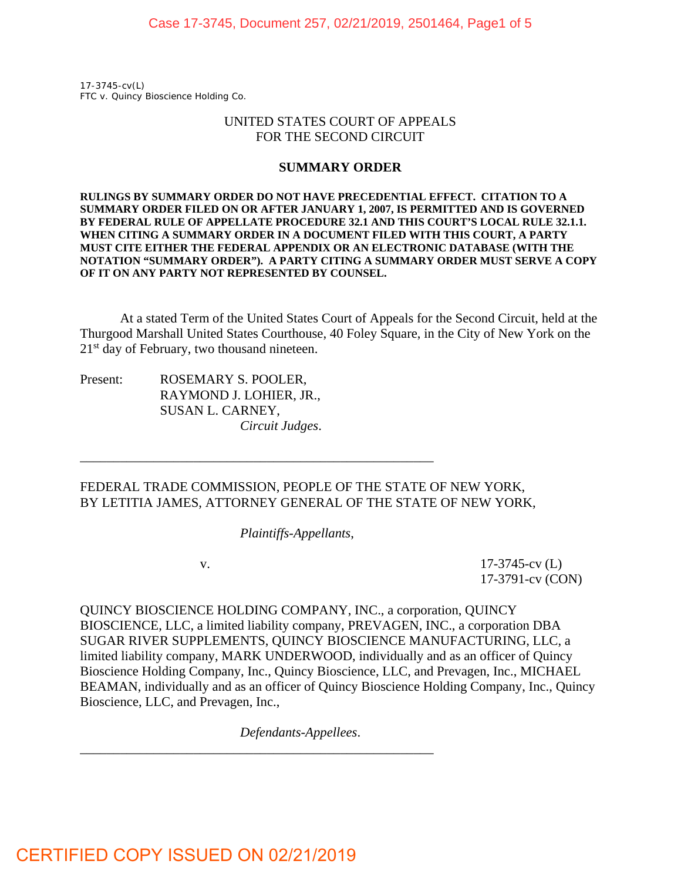17-3745-cv(L)
FTC v. Quincy Bioscience Holding Co.

UNITED STATES COURT OF APPEALS
FOR THE SECOND CIRCUIT

## SUMMARY ORDER

**RULINGS BY SUMMARY ORDER DO NOT HAVE PRECEDENTIAL EFFECT. CITATION TO A SUMMARY ORDER FILED ON OR AFTER JANUARY 1, 2007, IS PERMITTED AND IS GOVERNED BY FEDERAL RULE OF APPELLATE PROCEDURE 32.1 AND THIS COURT'S LOCAL RULE 32.1.1. WHEN CITING A SUMMARY ORDER IN A DOCUMENT FILED WITH THIS COURT, A PARTY MUST CITE EITHER THE FEDERAL APPENDIX OR AN ELECTRONIC DATABASE (WITH THE NOTATION "SUMMARY ORDER"). A PARTY CITING A SUMMARY ORDER MUST SERVE A COPY OF IT ON ANY PARTY NOT REPRESENTED BY COUNSEL.**

At a stated Term of the United States Court of Appeals for the Second Circuit, held at the Thurgood Marshall United States Courthouse, 40 Foley Square, in the City of New York on the 21st day of February, two thousand nineteen.

Present: ROSEMARY S. POOLER,
RAYMOND J. LOHIER, JR.,
SUSAN L. CARNEY,
*Circuit Judges*.

---

FEDERAL TRADE COMMISSION, PEOPLE OF THE STATE OF NEW YORK, BY LETITIA JAMES, ATTORNEY GENERAL OF THE STATE OF NEW YORK,

*Plaintiffs-Appellants*,

v. 17-3745-cv (L)
17-3791-cv (CON)

QUINCY BIOSCIENCE HOLDING COMPANY, INC., a corporation, QUINCY BIOSCIENCE, LLC, a limited liability company, PREVAGEN, INC., a corporation DBA SUGAR RIVER SUPPLEMENTS, QUINCY BIOSCIENCE MANUFACTURING, LLC, a limited liability company, MARK UNDERWOOD, individually and as an officer of Quincy Bioscience Holding Company, Inc., Quincy Bioscience, LLC, and Prevagen, Inc., MICHAEL BEAMAN, individually and as an officer of Quincy Bioscience Holding Company, Inc., Quincy Bioscience, LLC, and Prevagen, Inc.,

*Defendants-Appellees*.

---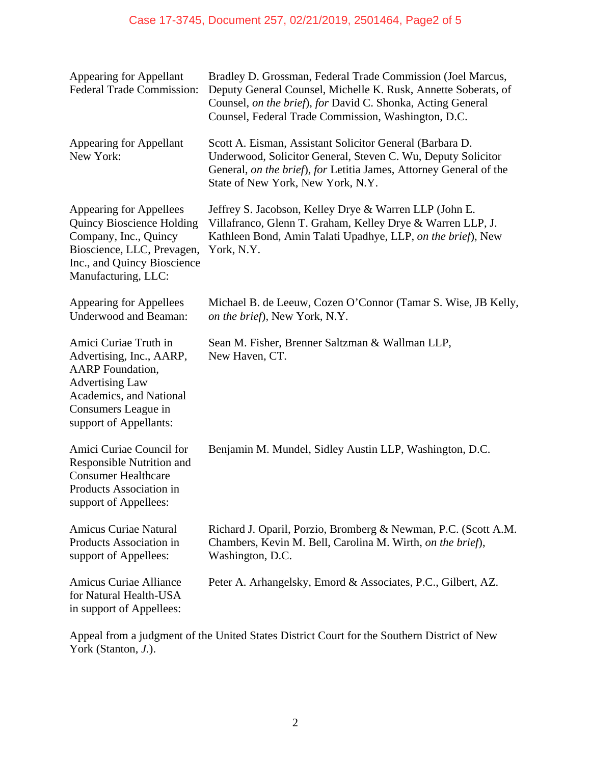| | |
|---|---|
| Appearing for Appellant Federal Trade Commission: | Bradley D. Grossman, Federal Trade Commission (Joel Marcus, Deputy General Counsel, Michelle K. Rusk, Annette Soberats, of Counsel, *on the brief*), *for* David C. Shonka, Acting General Counsel, Federal Trade Commission, Washington, D.C. |
| Appearing for Appellant New York: | Scott A. Eisman, Assistant Solicitor General (Barbara D. Underwood, Solicitor General, Steven C. Wu, Deputy Solicitor General, *on the brief*), *for* Letitia James, Attorney General of the State of New York, New York, N.Y. |
| Appearing for Appellees Quincy Bioscience Holding Company, Inc., Quincy Bioscience, LLC, Prevagen, Inc., and Quincy Bioscience Manufacturing, LLC: | Jeffrey S. Jacobson, Kelley Drye & Warren LLP (John E. Villafranco, Glenn T. Graham, Kelley Drye & Warren LLP, J. Kathleen Bond, Amin Talati Upadhye, LLP, *on the brief*), New York, N.Y. |
| Appearing for Appellees Underwood and Beaman: | Michael B. de Leeuw, Cozen O'Connor (Tamar S. Wise, JB Kelly, *on the brief*), New York, N.Y. |
| Amici Curiae Truth in Advertising, Inc., AARP, AARP Foundation, Advertising Law Academics, and National Consumers League in support of Appellants: | Sean M. Fisher, Brenner Saltzman & Wallman LLP, New Haven, CT. |
| Amici Curiae Council for Responsible Nutrition and Consumer Healthcare Products Association in support of Appellees: | Benjamin M. Mundel, Sidley Austin LLP, Washington, D.C. |
| Amicus Curiae Natural Products Association in support of Appellees: | Richard J. Oparil, Porzio, Bromberg & Newman, P.C. (Scott A.M. Chambers, Kevin M. Bell, Carolina M. Wirth, *on the brief*), Washington, D.C. |
| Amicus Curiae Alliance for Natural Health-USA in support of Appellees: | Peter A. Arhangelsky, Emord & Associates, P.C., Gilbert, AZ. |

Appeal from a judgment of the United States District Court for the Southern District of New York (Stanton, *J.*).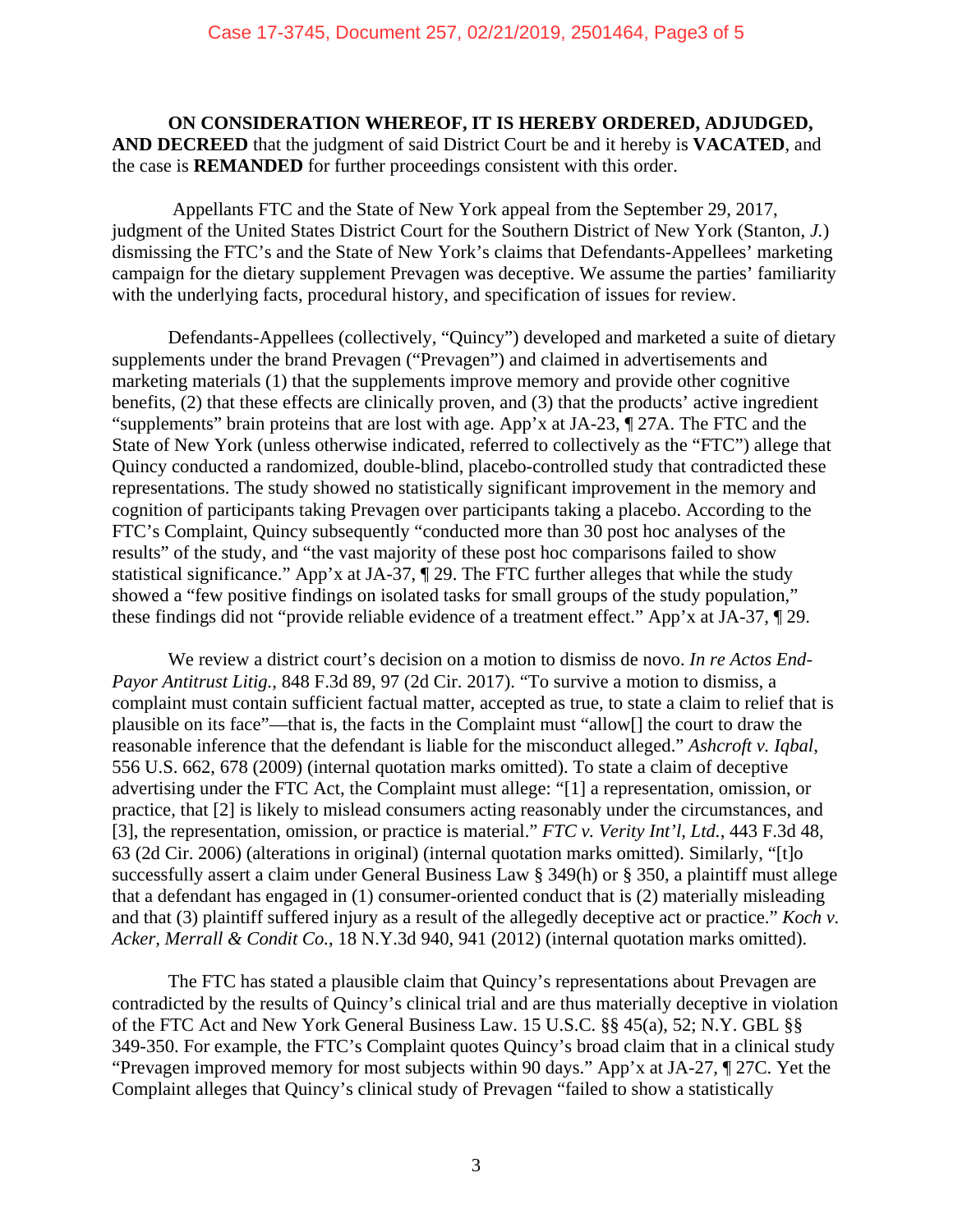**ON CONSIDERATION WHEREOF, IT IS HEREBY ORDERED, ADJUDGED, AND DECREED** that the judgment of said District Court be and it hereby is **VACATED**, and the case is **REMANDED** for further proceedings consistent with this order.

Appellants FTC and the State of New York appeal from the September 29, 2017, judgment of the United States District Court for the Southern District of New York (Stanton, *J.*) dismissing the FTC's and the State of New York's claims that Defendants-Appellees' marketing campaign for the dietary supplement Prevagen was deceptive. We assume the parties' familiarity with the underlying facts, procedural history, and specification of issues for review.

Defendants-Appellees (collectively, "Quincy") developed and marketed a suite of dietary supplements under the brand Prevagen ("Prevagen") and claimed in advertisements and marketing materials (1) that the supplements improve memory and provide other cognitive benefits, (2) that these effects are clinically proven, and (3) that the products' active ingredient "supplements" brain proteins that are lost with age. App'x at JA-23, ¶ 27A. The FTC and the State of New York (unless otherwise indicated, referred to collectively as the "FTC") allege that Quincy conducted a randomized, double-blind, placebo-controlled study that contradicted these representations. The study showed no statistically significant improvement in the memory and cognition of participants taking Prevagen over participants taking a placebo. According to the FTC's Complaint, Quincy subsequently "conducted more than 30 post hoc analyses of the results" of the study, and "the vast majority of these post hoc comparisons failed to show statistical significance." App'x at JA-37, ¶ 29. The FTC further alleges that while the study showed a "few positive findings on isolated tasks for small groups of the study population," these findings did not "provide reliable evidence of a treatment effect." App'x at JA-37, ¶ 29.

We review a district court's decision on a motion to dismiss de novo. *In re Actos End-Payor Antitrust Litig.*, 848 F.3d 89, 97 (2d Cir. 2017). "To survive a motion to dismiss, a complaint must contain sufficient factual matter, accepted as true, to state a claim to relief that is plausible on its face"—that is, the facts in the Complaint must "allow[] the court to draw the reasonable inference that the defendant is liable for the misconduct alleged." *Ashcroft v. Iqbal*, 556 U.S. 662, 678 (2009) (internal quotation marks omitted). To state a claim of deceptive advertising under the FTC Act, the Complaint must allege: "[1] a representation, omission, or practice, that [2] is likely to mislead consumers acting reasonably under the circumstances, and [3], the representation, omission, or practice is material." *FTC v. Verity Int'l, Ltd.*, 443 F.3d 48, 63 (2d Cir. 2006) (alterations in original) (internal quotation marks omitted). Similarly, "[t]o successfully assert a claim under General Business Law § 349(h) or § 350, a plaintiff must allege that a defendant has engaged in (1) consumer-oriented conduct that is (2) materially misleading and that (3) plaintiff suffered injury as a result of the allegedly deceptive act or practice." *Koch v. Acker, Merrall & Condit Co.*, 18 N.Y.3d 940, 941 (2012) (internal quotation marks omitted).

The FTC has stated a plausible claim that Quincy's representations about Prevagen are contradicted by the results of Quincy's clinical trial and are thus materially deceptive in violation of the FTC Act and New York General Business Law. 15 U.S.C. §§ 45(a), 52; N.Y. GBL §§ 349-350. For example, the FTC's Complaint quotes Quincy's broad claim that in a clinical study "Prevagen improved memory for most subjects within 90 days." App'x at JA-27, ¶ 27C. Yet the Complaint alleges that Quincy's clinical study of Prevagen "failed to show a statistically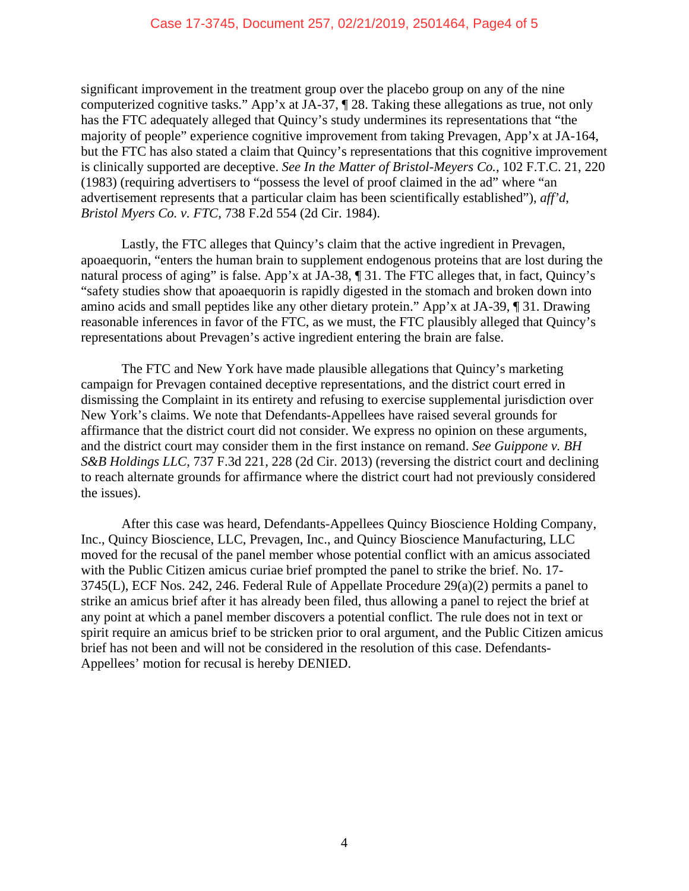significant improvement in the treatment group over the placebo group on any of the nine computerized cognitive tasks." App'x at JA-37, ¶ 28. Taking these allegations as true, not only has the FTC adequately alleged that Quincy's study undermines its representations that "the majority of people" experience cognitive improvement from taking Prevagen, App'x at JA-164, but the FTC has also stated a claim that Quincy's representations that this cognitive improvement is clinically supported are deceptive. *See In the Matter of Bristol-Meyers Co.*, 102 F.T.C. 21, 220 (1983) (requiring advertisers to "possess the level of proof claimed in the ad" where "an advertisement represents that a particular claim has been scientifically established"), *aff'd*, *Bristol Myers Co. v. FTC*, 738 F.2d 554 (2d Cir. 1984).

Lastly, the FTC alleges that Quincy's claim that the active ingredient in Prevagen, apoaequorin, "enters the human brain to supplement endogenous proteins that are lost during the natural process of aging" is false. App'x at JA-38, ¶ 31. The FTC alleges that, in fact, Quincy's "safety studies show that apoaequorin is rapidly digested in the stomach and broken down into amino acids and small peptides like any other dietary protein." App'x at JA-39, ¶ 31. Drawing reasonable inferences in favor of the FTC, as we must, the FTC plausibly alleged that Quincy's representations about Prevagen's active ingredient entering the brain are false.

The FTC and New York have made plausible allegations that Quincy's marketing campaign for Prevagen contained deceptive representations, and the district court erred in dismissing the Complaint in its entirety and refusing to exercise supplemental jurisdiction over New York's claims. We note that Defendants-Appellees have raised several grounds for affirmance that the district court did not consider. We express no opinion on these arguments, and the district court may consider them in the first instance on remand. *See Guippone v. BH S&B Holdings LLC*, 737 F.3d 221, 228 (2d Cir. 2013) (reversing the district court and declining to reach alternate grounds for affirmance where the district court had not previously considered the issues).

After this case was heard, Defendants-Appellees Quincy Bioscience Holding Company, Inc., Quincy Bioscience, LLC, Prevagen, Inc., and Quincy Bioscience Manufacturing, LLC moved for the recusal of the panel member whose potential conflict with an amicus associated with the Public Citizen amicus curiae brief prompted the panel to strike the brief. No. 17-3745(L), ECF Nos. 242, 246. Federal Rule of Appellate Procedure 29(a)(2) permits a panel to strike an amicus brief after it has already been filed, thus allowing a panel to reject the brief at any point at which a panel member discovers a potential conflict. The rule does not in text or spirit require an amicus brief to be stricken prior to oral argument, and the Public Citizen amicus brief has not been and will not be considered in the resolution of this case. Defendants-Appellees' motion for recusal is hereby DENIED.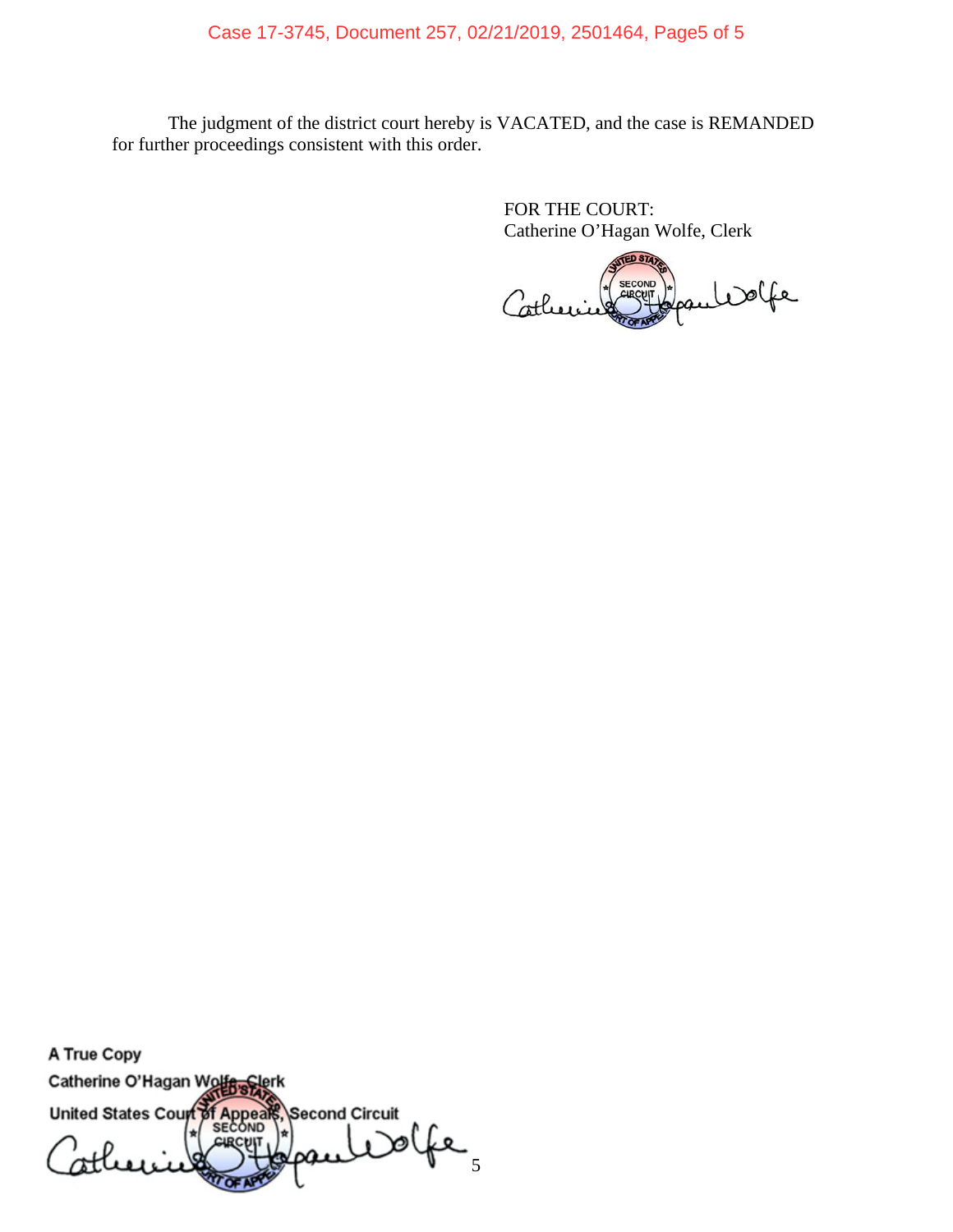The judgment of the district court hereby is VACATED, and the case is REMANDED for further proceedings consistent with this order.

FOR THE COURT:
Catherine O'Hagan Wolfe, Clerk

A True Copy
Catherine O'Hagan Wolfe, Clerk
United States Court of Appeals, Second Circuit